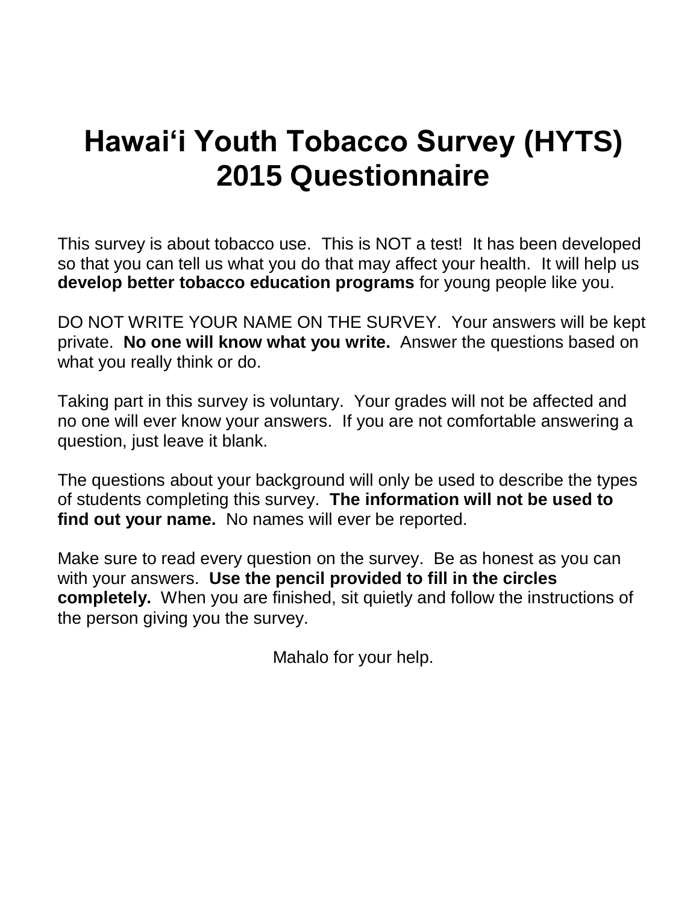# Hawai‘i Youth Tobacco Survey (HYTS) 2015 Questionnaire

This survey is about tobacco use. This is NOT a test! It has been developed so that you can tell us what you do that may affect your health. It will help us **develop better tobacco education programs** for young people like you.

DO NOT WRITE YOUR NAME ON THE SURVEY. Your answers will be kept private. **No one will know what you write.** Answer the questions based on what you really think or do.

Taking part in this survey is voluntary. Your grades will not be affected and no one will ever know your answers. If you are not comfortable answering a question, just leave it blank.

The questions about your background will only be used to describe the types of students completing this survey. **The information will not be used to find out your name.** No names will ever be reported.

Make sure to read every question on the survey. Be as honest as you can with your answers. **Use the pencil provided to fill in the circles completely.** When you are finished, sit quietly and follow the instructions of the person giving you the survey.

Mahalo for your help.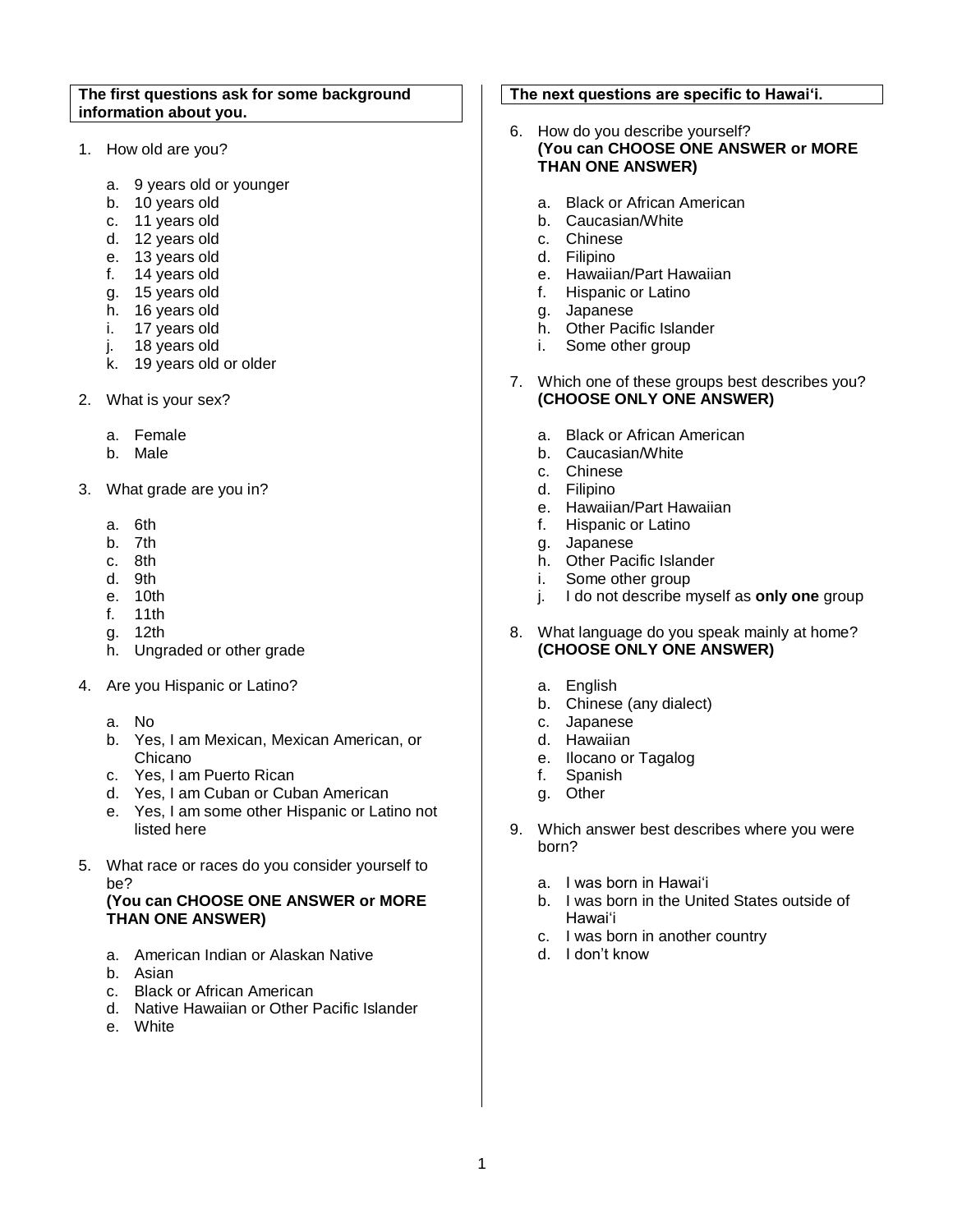**The first questions ask for some background information about you.**

1. How old are you?

   a. 9 years old or younger
   b. 10 years old
   c. 11 years old
   d. 12 years old
   e. 13 years old
   f. 14 years old
   g. 15 years old
   h. 16 years old
   i. 17 years old
   j. 18 years old
   k. 19 years old or older

2. What is your sex?

   a. Female
   b. Male

3. What grade are you in?

   a. 6th
   b. 7th
   c. 8th
   d. 9th
   e. 10th
   f. 11th
   g. 12th
   h. Ungraded or other grade

4. Are you Hispanic or Latino?

   a. No
   b. Yes, I am Mexican, Mexican American, or Chicano
   c. Yes, I am Puerto Rican
   d. Yes, I am Cuban or Cuban American
   e. Yes, I am some other Hispanic or Latino not listed here

5. What race or races do you consider yourself to be?
   **(You can CHOOSE ONE ANSWER or MORE THAN ONE ANSWER)**

   a. American Indian or Alaskan Native
   b. Asian
   c. Black or African American
   d. Native Hawaiian or Other Pacific Islander
   e. White

**The next questions are specific to Hawaiʻi.**

6. How do you describe yourself?
   **(You can CHOOSE ONE ANSWER or MORE THAN ONE ANSWER)**

   a. Black or African American
   b. Caucasian/White
   c. Chinese
   d. Filipino
   e. Hawaiian/Part Hawaiian
   f. Hispanic or Latino
   g. Japanese
   h. Other Pacific Islander
   i. Some other group

7. Which one of these groups best describes you?
   **(CHOOSE ONLY ONE ANSWER)**

   a. Black or African American
   b. Caucasian/White
   c. Chinese
   d. Filipino
   e. Hawaiian/Part Hawaiian
   f. Hispanic or Latino
   g. Japanese
   h. Other Pacific Islander
   i. Some other group
   j. I do not describe myself as **only one** group

8. What language do you speak mainly at home?
   **(CHOOSE ONLY ONE ANSWER)**

   a. English
   b. Chinese (any dialect)
   c. Japanese
   d. Hawaiian
   e. Ilocano or Tagalog
   f. Spanish
   g. Other

9. Which answer best describes where you were born?

   a. I was born in Hawaiʻi
   b. I was born in the United States outside of Hawaiʻi
   c. I was born in another country
   d. I don't know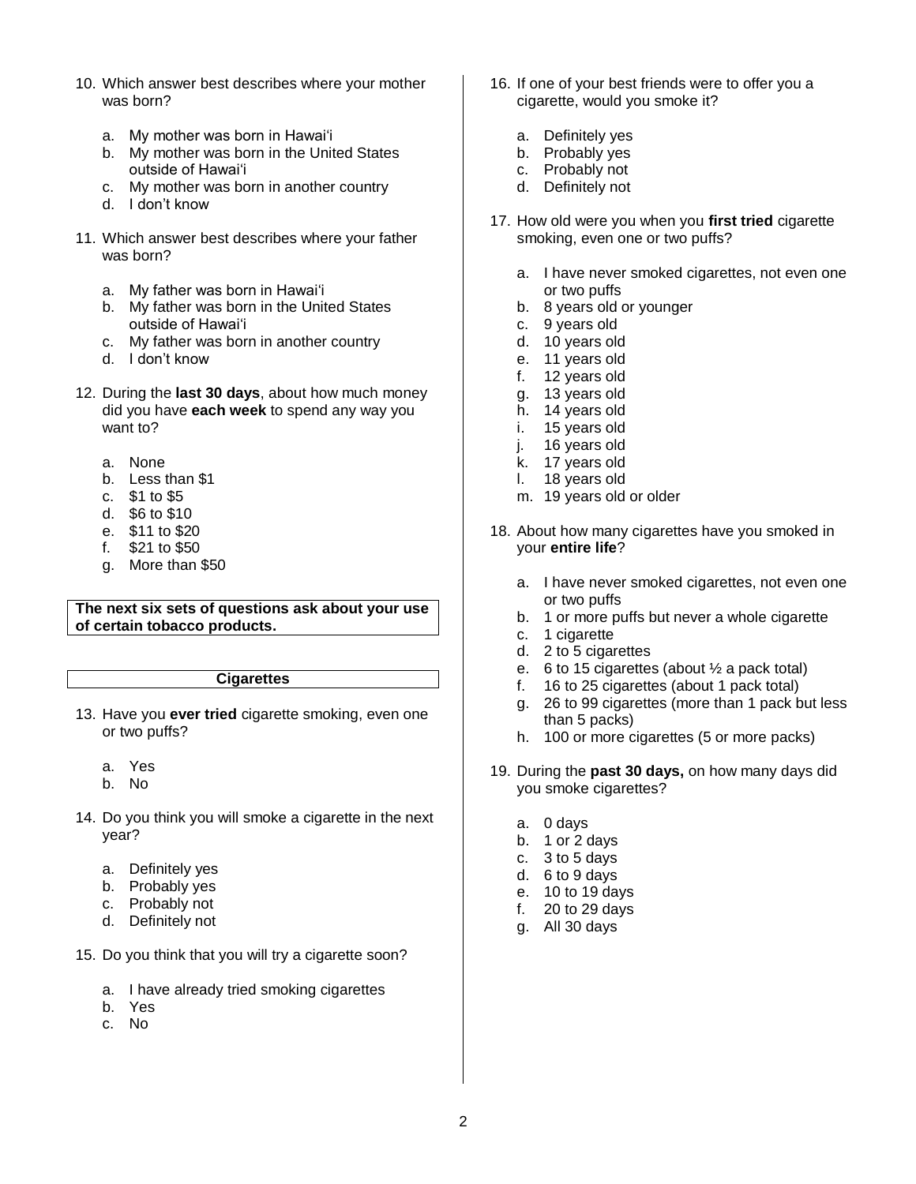10. Which answer best describes where your mother was born?

    a. My mother was born in Hawaiʻi
    b. My mother was born in the United States outside of Hawaiʻi
    c. My mother was born in another country
    d. I don't know

11. Which answer best describes where your father was born?

    a. My father was born in Hawaiʻi
    b. My father was born in the United States outside of Hawaiʻi
    c. My father was born in another country
    d. I don't know

12. During the **last 30 days**, about how much money did you have **each week** to spend any way you want to?

    a. None
    b. Less than $1
    c. $1 to $5
    d. $6 to $10
    e. $11 to $20
    f. $21 to $50
    g. More than $50

**The next six sets of questions ask about your use of certain tobacco products.**

### Cigarettes

13. Have you **ever tried** cigarette smoking, even one or two puffs?

    a. Yes
    b. No

14. Do you think you will smoke a cigarette in the next year?

    a. Definitely yes
    b. Probably yes
    c. Probably not
    d. Definitely not

15. Do you think that you will try a cigarette soon?

    a. I have already tried smoking cigarettes
    b. Yes
    c. No

16. If one of your best friends were to offer you a cigarette, would you smoke it?

    a. Definitely yes
    b. Probably yes
    c. Probably not
    d. Definitely not

17. How old were you when you **first tried** cigarette smoking, even one or two puffs?

    a. I have never smoked cigarettes, not even one or two puffs
    b. 8 years old or younger
    c. 9 years old
    d. 10 years old
    e. 11 years old
    f. 12 years old
    g. 13 years old
    h. 14 years old
    i. 15 years old
    j. 16 years old
    k. 17 years old
    l. 18 years old
    m. 19 years old or older

18. About how many cigarettes have you smoked in your **entire life**?

    a. I have never smoked cigarettes, not even one or two puffs
    b. 1 or more puffs but never a whole cigarette
    c. 1 cigarette
    d. 2 to 5 cigarettes
    e. 6 to 15 cigarettes (about ½ a pack total)
    f. 16 to 25 cigarettes (about 1 pack total)
    g. 26 to 99 cigarettes (more than 1 pack but less than 5 packs)
    h. 100 or more cigarettes (5 or more packs)

19. During the **past 30 days,** on how many days did you smoke cigarettes?

    a. 0 days
    b. 1 or 2 days
    c. 3 to 5 days
    d. 6 to 9 days
    e. 10 to 19 days
    f. 20 to 29 days
    g. All 30 days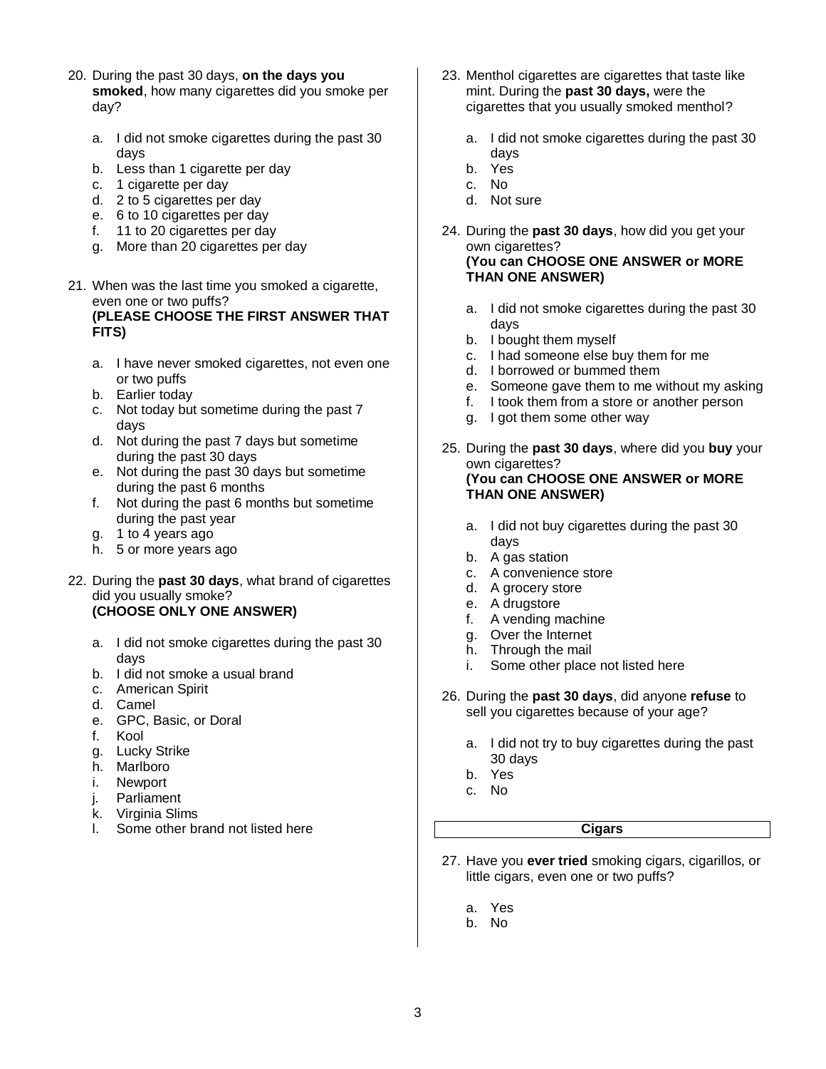20. During the past 30 days, **on the days you smoked**, how many cigarettes did you smoke per day?

    a. I did not smoke cigarettes during the past 30 days
    b. Less than 1 cigarette per day
    c. 1 cigarette per day
    d. 2 to 5 cigarettes per day
    e. 6 to 10 cigarettes per day
    f. 11 to 20 cigarettes per day
    g. More than 20 cigarettes per day

21. When was the last time you smoked a cigarette, even one or two puffs?
    **(PLEASE CHOOSE THE FIRST ANSWER THAT FITS)**

    a. I have never smoked cigarettes, not even one or two puffs
    b. Earlier today
    c. Not today but sometime during the past 7 days
    d. Not during the past 7 days but sometime during the past 30 days
    e. Not during the past 30 days but sometime during the past 6 months
    f. Not during the past 6 months but sometime during the past year
    g. 1 to 4 years ago
    h. 5 or more years ago

22. During the **past 30 days**, what brand of cigarettes did you usually smoke?
    **(CHOOSE ONLY ONE ANSWER)**

    a. I did not smoke cigarettes during the past 30 days
    b. I did not smoke a usual brand
    c. American Spirit
    d. Camel
    e. GPC, Basic, or Doral
    f. Kool
    g. Lucky Strike
    h. Marlboro
    i. Newport
    j. Parliament
    k. Virginia Slims
    l. Some other brand not listed here

23. Menthol cigarettes are cigarettes that taste like mint. During the **past 30 days,** were the cigarettes that you usually smoked menthol?

    a. I did not smoke cigarettes during the past 30 days
    b. Yes
    c. No
    d. Not sure

24. During the **past 30 days**, how did you get your own cigarettes?
    **(You can CHOOSE ONE ANSWER or MORE THAN ONE ANSWER)**

    a. I did not smoke cigarettes during the past 30 days
    b. I bought them myself
    c. I had someone else buy them for me
    d. I borrowed or bummed them
    e. Someone gave them to me without my asking
    f. I took them from a store or another person
    g. I got them some other way

25. During the **past 30 days**, where did you **buy** your own cigarettes?
    **(You can CHOOSE ONE ANSWER or MORE THAN ONE ANSWER)**

    a. I did not buy cigarettes during the past 30 days
    b. A gas station
    c. A convenience store
    d. A grocery store
    e. A drugstore
    f. A vending machine
    g. Over the Internet
    h. Through the mail
    i. Some other place not listed here

26. During the **past 30 days**, did anyone **refuse** to sell you cigarettes because of your age?

    a. I did not try to buy cigarettes during the past 30 days
    b. Yes
    c. No

## Cigars

27. Have you **ever tried** smoking cigars, cigarillos, or little cigars, even one or two puffs?

    a. Yes
    b. No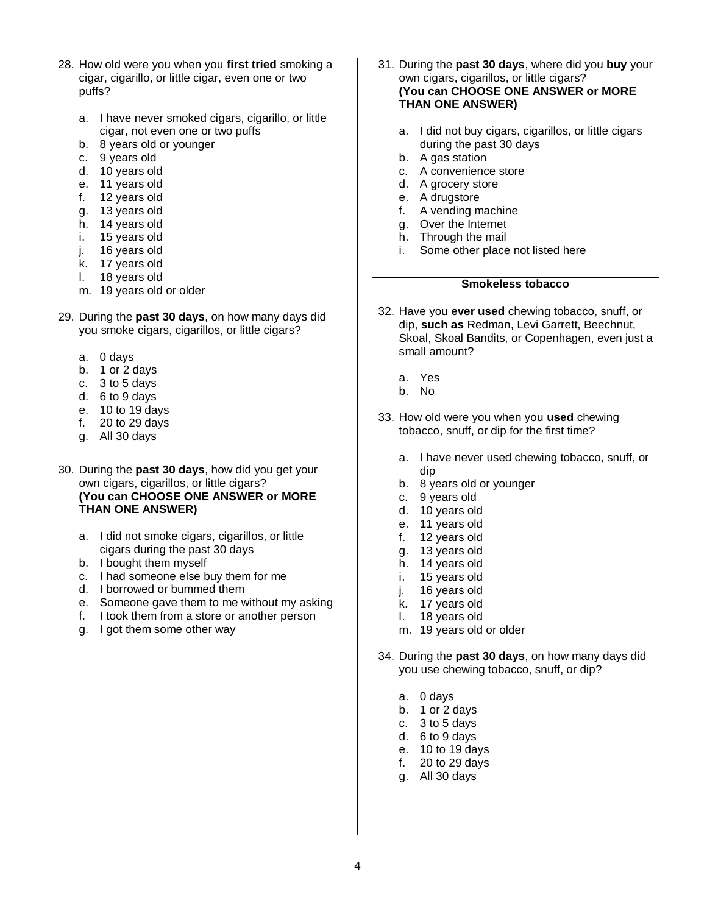28. How old were you when you **first tried** smoking a cigar, cigarillo, or little cigar, even one or two puffs?

    a. I have never smoked cigars, cigarillo, or little cigar, not even one or two puffs
    b. 8 years old or younger
    c. 9 years old
    d. 10 years old
    e. 11 years old
    f. 12 years old
    g. 13 years old
    h. 14 years old
    i. 15 years old
    j. 16 years old
    k. 17 years old
    l. 18 years old
    m. 19 years old or older

29. During the **past 30 days**, on how many days did you smoke cigars, cigarillos, or little cigars?

    a. 0 days
    b. 1 or 2 days
    c. 3 to 5 days
    d. 6 to 9 days
    e. 10 to 19 days
    f. 20 to 29 days
    g. All 30 days

30. During the **past 30 days**, how did you get your own cigars, cigarillos, or little cigars? **(You can CHOOSE ONE ANSWER or MORE THAN ONE ANSWER)**

    a. I did not smoke cigars, cigarillos, or little cigars during the past 30 days
    b. I bought them myself
    c. I had someone else buy them for me
    d. I borrowed or bummed them
    e. Someone gave them to me without my asking
    f. I took them from a store or another person
    g. I got them some other way

31. During the **past 30 days**, where did you **buy** your own cigars, cigarillos, or little cigars? **(You can CHOOSE ONE ANSWER or MORE THAN ONE ANSWER)**

    a. I did not buy cigars, cigarillos, or little cigars during the past 30 days
    b. A gas station
    c. A convenience store
    d. A grocery store
    e. A drugstore
    f. A vending machine
    g. Over the Internet
    h. Through the mail
    i. Some other place not listed here

**Smokeless tobacco**

32. Have you **ever used** chewing tobacco, snuff, or dip, **such as** Redman, Levi Garrett, Beechnut, Skoal, Skoal Bandits, or Copenhagen, even just a small amount?

    a. Yes
    b. No

33. How old were you when you **used** chewing tobacco, snuff, or dip for the first time?

    a. I have never used chewing tobacco, snuff, or dip
    b. 8 years old or younger
    c. 9 years old
    d. 10 years old
    e. 11 years old
    f. 12 years old
    g. 13 years old
    h. 14 years old
    i. 15 years old
    j. 16 years old
    k. 17 years old
    l. 18 years old
    m. 19 years old or older

34. During the **past 30 days**, on how many days did you use chewing tobacco, snuff, or dip?

    a. 0 days
    b. 1 or 2 days
    c. 3 to 5 days
    d. 6 to 9 days
    e. 10 to 19 days
    f. 20 to 29 days
    g. All 30 days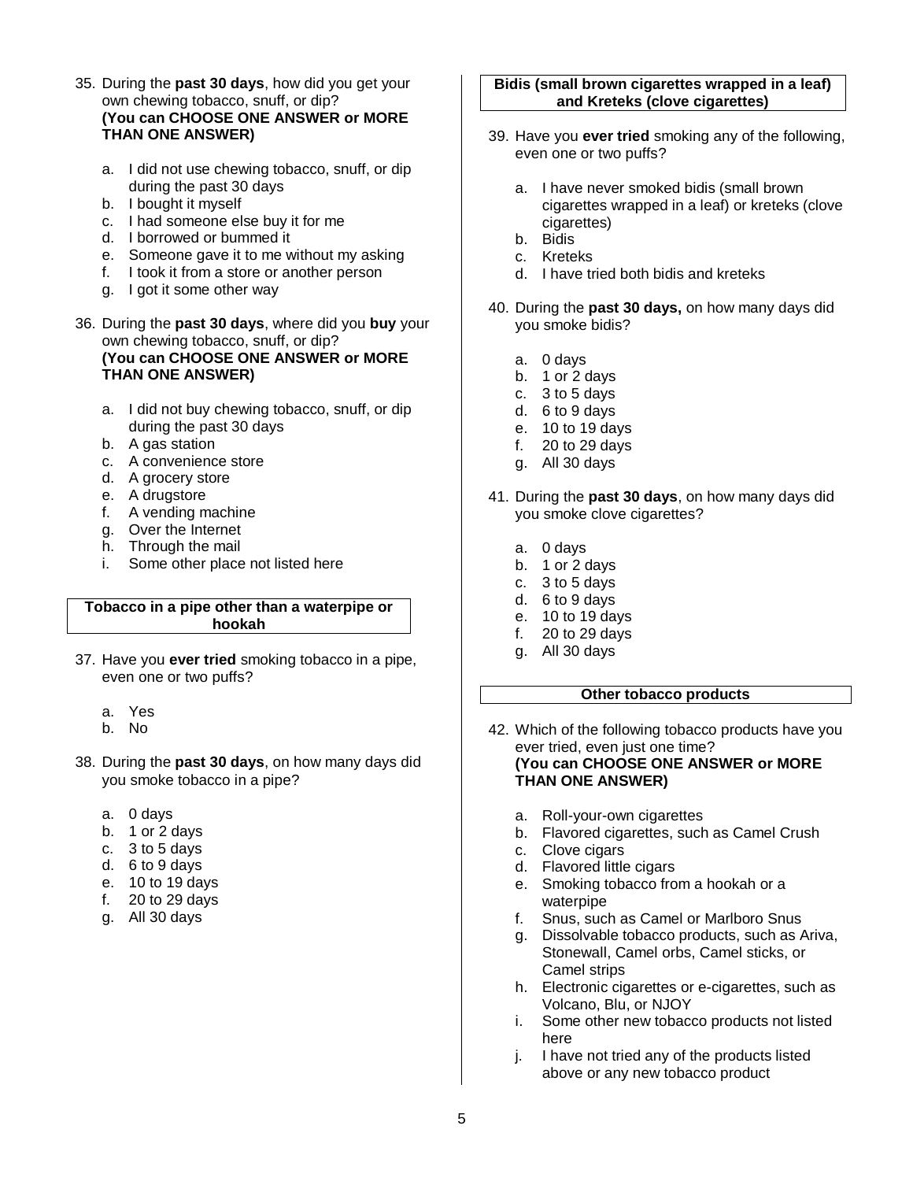35. During the **past 30 days**, how did you get your own chewing tobacco, snuff, or dip?
**(You can CHOOSE ONE ANSWER or MORE THAN ONE ANSWER)**

   a. I did not use chewing tobacco, snuff, or dip during the past 30 days
   b. I bought it myself
   c. I had someone else buy it for me
   d. I borrowed or bummed it
   e. Someone gave it to me without my asking
   f. I took it from a store or another person
   g. I got it some other way

36. During the **past 30 days**, where did you **buy** your own chewing tobacco, snuff, or dip?
**(You can CHOOSE ONE ANSWER or MORE THAN ONE ANSWER)**

   a. I did not buy chewing tobacco, snuff, or dip during the past 30 days
   b. A gas station
   c. A convenience store
   d. A grocery store
   e. A drugstore
   f. A vending machine
   g. Over the Internet
   h. Through the mail
   i. Some other place not listed here

**Tobacco in a pipe other than a waterpipe or hookah**

37. Have you **ever tried** smoking tobacco in a pipe, even one or two puffs?

   a. Yes
   b. No

38. During the **past 30 days**, on how many days did you smoke tobacco in a pipe?

   a. 0 days
   b. 1 or 2 days
   c. 3 to 5 days
   d. 6 to 9 days
   e. 10 to 19 days
   f. 20 to 29 days
   g. All 30 days

**Bidis (small brown cigarettes wrapped in a leaf) and Kreteks (clove cigarettes)**

39. Have you **ever tried** smoking any of the following, even one or two puffs?

   a. I have never smoked bidis (small brown cigarettes wrapped in a leaf) or kreteks (clove cigarettes)
   b. Bidis
   c. Kreteks
   d. I have tried both bidis and kreteks

40. During the **past 30 days,** on how many days did you smoke bidis?

   a. 0 days
   b. 1 or 2 days
   c. 3 to 5 days
   d. 6 to 9 days
   e. 10 to 19 days
   f. 20 to 29 days
   g. All 30 days

41. During the **past 30 days**, on how many days did you smoke clove cigarettes?

   a. 0 days
   b. 1 or 2 days
   c. 3 to 5 days
   d. 6 to 9 days
   e. 10 to 19 days
   f. 20 to 29 days
   g. All 30 days

**Other tobacco products**

42. Which of the following tobacco products have you ever tried, even just one time?
**(You can CHOOSE ONE ANSWER or MORE THAN ONE ANSWER)**

   a. Roll-your-own cigarettes
   b. Flavored cigarettes, such as Camel Crush
   c. Clove cigars
   d. Flavored little cigars
   e. Smoking tobacco from a hookah or a waterpipe
   f. Snus, such as Camel or Marlboro Snus
   g. Dissolvable tobacco products, such as Ariva, Stonewall, Camel orbs, Camel sticks, or Camel strips
   h. Electronic cigarettes or e-cigarettes, such as Volcano, Blu, or NJOY
   i. Some other new tobacco products not listed here
   j. I have not tried any of the products listed above or any new tobacco product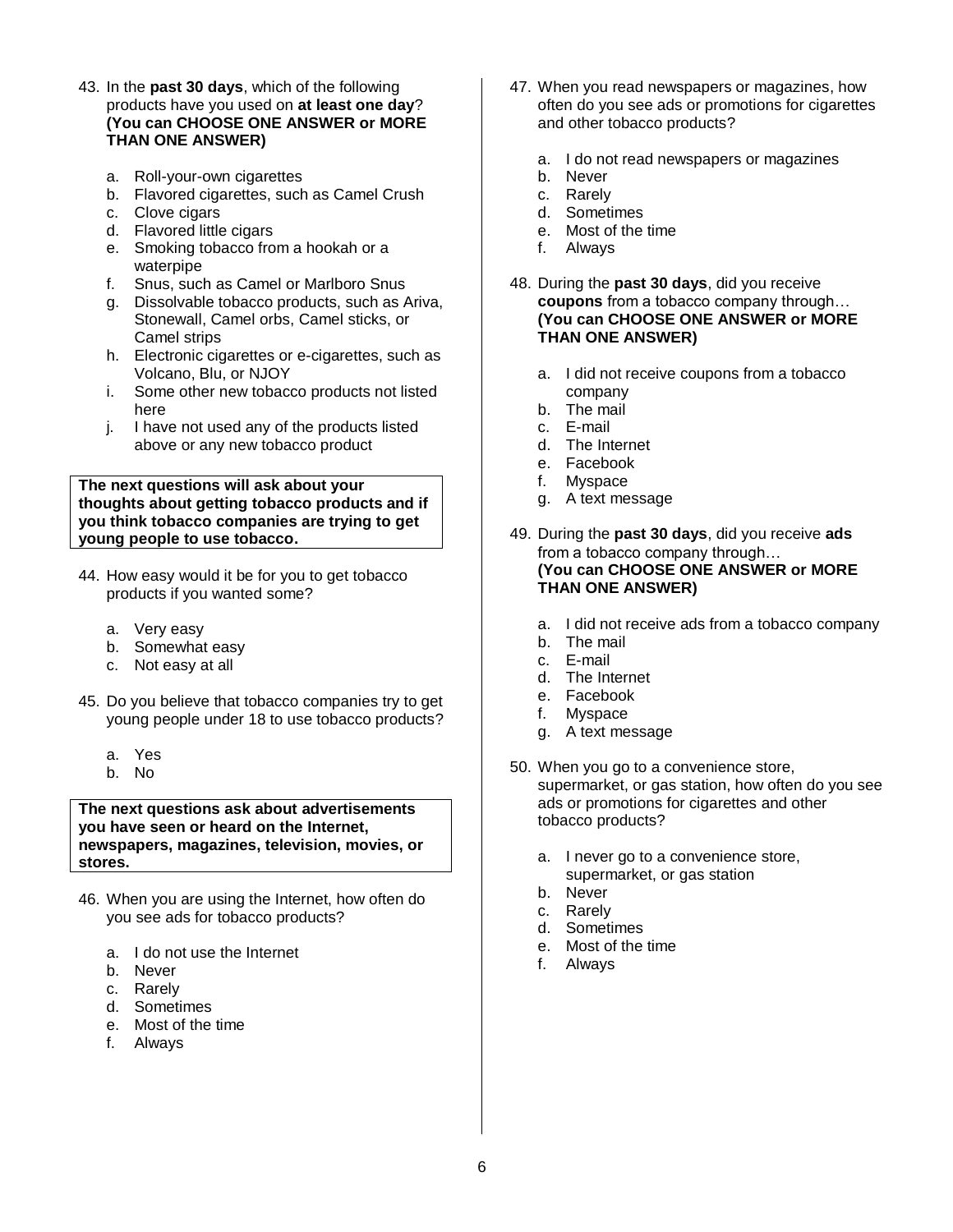43. In the **past 30 days**, which of the following products have you used on **at least one day**? **(You can CHOOSE ONE ANSWER or MORE THAN ONE ANSWER)**

    a. Roll-your-own cigarettes
    b. Flavored cigarettes, such as Camel Crush
    c. Clove cigars
    d. Flavored little cigars
    e. Smoking tobacco from a hookah or a waterpipe
    f. Snus, such as Camel or Marlboro Snus
    g. Dissolvable tobacco products, such as Ariva, Stonewall, Camel orbs, Camel sticks, or Camel strips
    h. Electronic cigarettes or e-cigarettes, such as Volcano, Blu, or NJOY
    i. Some other new tobacco products not listed here
    j. I have not used any of the products listed above or any new tobacco product

**The next questions will ask about your thoughts about getting tobacco products and if you think tobacco companies are trying to get young people to use tobacco.**

44. How easy would it be for you to get tobacco products if you wanted some?

    a. Very easy
    b. Somewhat easy
    c. Not easy at all

45. Do you believe that tobacco companies try to get young people under 18 to use tobacco products?

    a. Yes
    b. No

**The next questions ask about advertisements you have seen or heard on the Internet, newspapers, magazines, television, movies, or stores.**

46. When you are using the Internet, how often do you see ads for tobacco products?

    a. I do not use the Internet
    b. Never
    c. Rarely
    d. Sometimes
    e. Most of the time
    f. Always

47. When you read newspapers or magazines, how often do you see ads or promotions for cigarettes and other tobacco products?

    a. I do not read newspapers or magazines
    b. Never
    c. Rarely
    d. Sometimes
    e. Most of the time
    f. Always

48. During the **past 30 days**, did you receive **coupons** from a tobacco company through… **(You can CHOOSE ONE ANSWER or MORE THAN ONE ANSWER)**

    a. I did not receive coupons from a tobacco company
    b. The mail
    c. E-mail
    d. The Internet
    e. Facebook
    f. Myspace
    g. A text message

49. During the **past 30 days**, did you receive **ads** from a tobacco company through… **(You can CHOOSE ONE ANSWER or MORE THAN ONE ANSWER)**

    a. I did not receive ads from a tobacco company
    b. The mail
    c. E-mail
    d. The Internet
    e. Facebook
    f. Myspace
    g. A text message

50. When you go to a convenience store, supermarket, or gas station, how often do you see ads or promotions for cigarettes and other tobacco products?

    a. I never go to a convenience store, supermarket, or gas station
    b. Never
    c. Rarely
    d. Sometimes
    e. Most of the time
    f. Always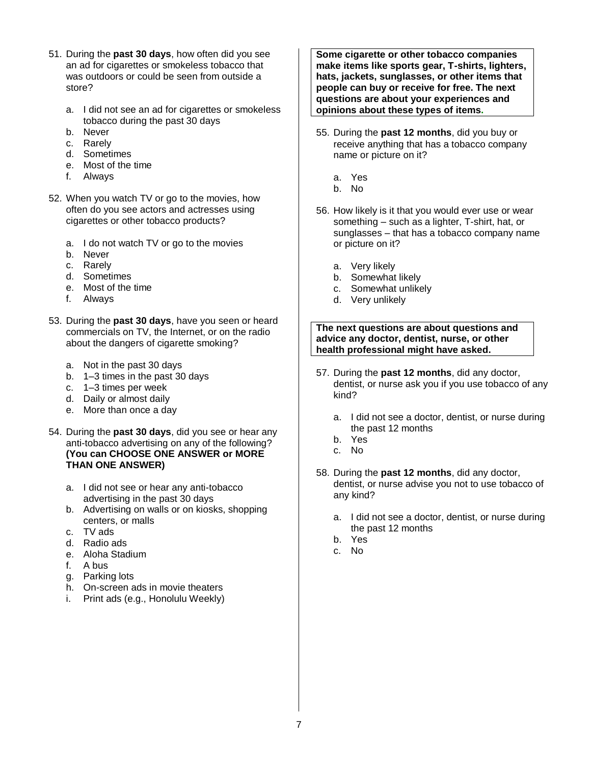51. During the **past 30 days**, how often did you see an ad for cigarettes or smokeless tobacco that was outdoors or could be seen from outside a store?

    a. I did not see an ad for cigarettes or smokeless tobacco during the past 30 days
    b. Never
    c. Rarely
    d. Sometimes
    e. Most of the time
    f. Always

52. When you watch TV or go to the movies, how often do you see actors and actresses using cigarettes or other tobacco products?

    a. I do not watch TV or go to the movies
    b. Never
    c. Rarely
    d. Sometimes
    e. Most of the time
    f. Always

53. During the **past 30 days**, have you seen or heard commercials on TV, the Internet, or on the radio about the dangers of cigarette smoking?

    a. Not in the past 30 days
    b. 1–3 times in the past 30 days
    c. 1–3 times per week
    d. Daily or almost daily
    e. More than once a day

54. During the **past 30 days**, did you see or hear any anti-tobacco advertising on any of the following? **(You can CHOOSE ONE ANSWER or MORE THAN ONE ANSWER)**

    a. I did not see or hear any anti-tobacco advertising in the past 30 days
    b. Advertising on walls or on kiosks, shopping centers, or malls
    c. TV ads
    d. Radio ads
    e. Aloha Stadium
    f. A bus
    g. Parking lots
    h. On-screen ads in movie theaters
    i. Print ads (e.g., Honolulu Weekly)

**Some cigarette or other tobacco companies make items like sports gear, T-shirts, lighters, hats, jackets, sunglasses, or other items that people can buy or receive for free. The next questions are about your experiences and opinions about these types of items.**

55. During the **past 12 months**, did you buy or receive anything that has a tobacco company name or picture on it?

    a. Yes
    b. No

56. How likely is it that you would ever use or wear something – such as a lighter, T-shirt, hat, or sunglasses – that has a tobacco company name or picture on it?

    a. Very likely
    b. Somewhat likely
    c. Somewhat unlikely
    d. Very unlikely

**The next questions are about questions and advice any doctor, dentist, nurse, or other health professional might have asked.**

57. During the **past 12 months**, did any doctor, dentist, or nurse ask you if you use tobacco of any kind?

    a. I did not see a doctor, dentist, or nurse during the past 12 months
    b. Yes
    c. No

58. During the **past 12 months**, did any doctor, dentist, or nurse advise you not to use tobacco of any kind?

    a. I did not see a doctor, dentist, or nurse during the past 12 months
    b. Yes
    c. No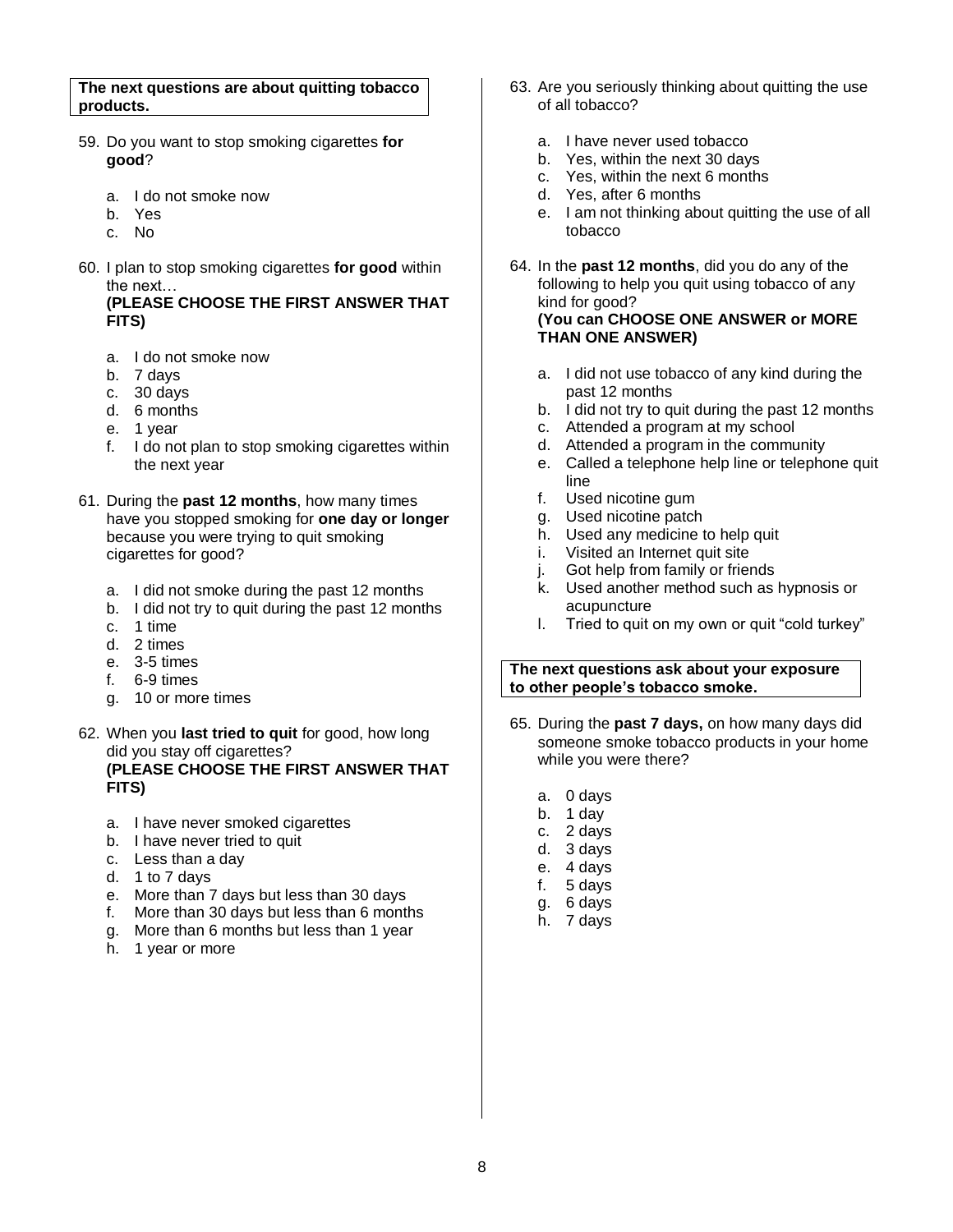**The next questions are about quitting tobacco products.**

59. Do you want to stop smoking cigarettes **for good**?

    a. I do not smoke now
    b. Yes
    c. No

60. I plan to stop smoking cigarettes **for good** within the next…
    **(PLEASE CHOOSE THE FIRST ANSWER THAT FITS)**

    a. I do not smoke now
    b. 7 days
    c. 30 days
    d. 6 months
    e. 1 year
    f. I do not plan to stop smoking cigarettes within the next year

61. During the **past 12 months**, how many times have you stopped smoking for **one day or longer** because you were trying to quit smoking cigarettes for good?

    a. I did not smoke during the past 12 months
    b. I did not try to quit during the past 12 months
    c. 1 time
    d. 2 times
    e. 3-5 times
    f. 6-9 times
    g. 10 or more times

62. When you **last tried to quit** for good, how long did you stay off cigarettes?
    **(PLEASE CHOOSE THE FIRST ANSWER THAT FITS)**

    a. I have never smoked cigarettes
    b. I have never tried to quit
    c. Less than a day
    d. 1 to 7 days
    e. More than 7 days but less than 30 days
    f. More than 30 days but less than 6 months
    g. More than 6 months but less than 1 year
    h. 1 year or more

63. Are you seriously thinking about quitting the use of all tobacco?

    a. I have never used tobacco
    b. Yes, within the next 30 days
    c. Yes, within the next 6 months
    d. Yes, after 6 months
    e. I am not thinking about quitting the use of all tobacco

64. In the **past 12 months**, did you do any of the following to help you quit using tobacco of any kind for good?
    **(You can CHOOSE ONE ANSWER or MORE THAN ONE ANSWER)**

    a. I did not use tobacco of any kind during the past 12 months
    b. I did not try to quit during the past 12 months
    c. Attended a program at my school
    d. Attended a program in the community
    e. Called a telephone help line or telephone quit line
    f. Used nicotine gum
    g. Used nicotine patch
    h. Used any medicine to help quit
    i. Visited an Internet quit site
    j. Got help from family or friends
    k. Used another method such as hypnosis or acupuncture
    l. Tried to quit on my own or quit "cold turkey"

**The next questions ask about your exposure to other people's tobacco smoke.**

65. During the **past 7 days,** on how many days did someone smoke tobacco products in your home while you were there?

    a. 0 days
    b. 1 day
    c. 2 days
    d. 3 days
    e. 4 days
    f. 5 days
    g. 6 days
    h. 7 days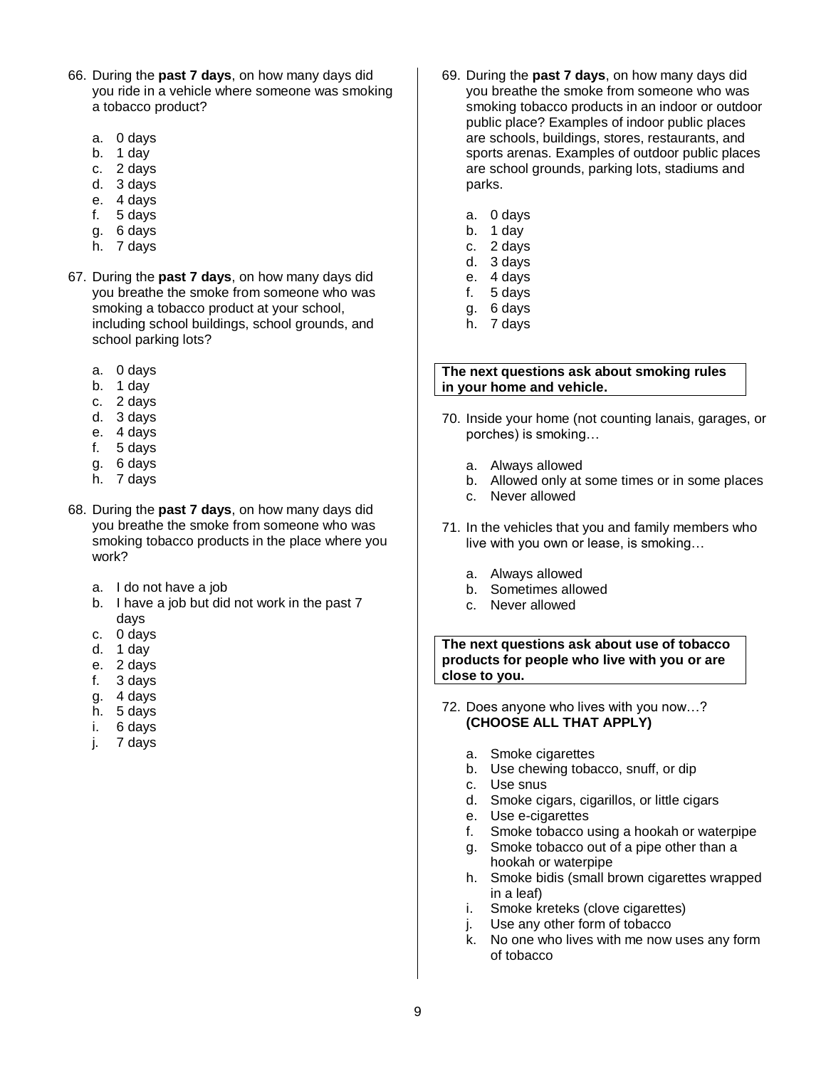66. During the **past 7 days**, on how many days did you ride in a vehicle where someone was smoking a tobacco product?

    a. 0 days
    b. 1 day
    c. 2 days
    d. 3 days
    e. 4 days
    f. 5 days
    g. 6 days
    h. 7 days

67. During the **past 7 days**, on how many days did you breathe the smoke from someone who was smoking a tobacco product at your school, including school buildings, school grounds, and school parking lots?

    a. 0 days
    b. 1 day
    c. 2 days
    d. 3 days
    e. 4 days
    f. 5 days
    g. 6 days
    h. 7 days

68. During the **past 7 days**, on how many days did you breathe the smoke from someone who was smoking tobacco products in the place where you work?

    a. I do not have a job
    b. I have a job but did not work in the past 7 days
    c. 0 days
    d. 1 day
    e. 2 days
    f. 3 days
    g. 4 days
    h. 5 days
    i. 6 days
    j. 7 days

69. During the **past 7 days**, on how many days did you breathe the smoke from someone who was smoking tobacco products in an indoor or outdoor public place? Examples of indoor public places are schools, buildings, stores, restaurants, and sports arenas. Examples of outdoor public places are school grounds, parking lots, stadiums and parks.

    a. 0 days
    b. 1 day
    c. 2 days
    d. 3 days
    e. 4 days
    f. 5 days
    g. 6 days
    h. 7 days

**The next questions ask about smoking rules in your home and vehicle.**

70. Inside your home (not counting lanais, garages, or porches) is smoking…

    a. Always allowed
    b. Allowed only at some times or in some places
    c. Never allowed

71. In the vehicles that you and family members who live with you own or lease, is smoking…

    a. Always allowed
    b. Sometimes allowed
    c. Never allowed

**The next questions ask about use of tobacco products for people who live with you or are close to you.**

72. Does anyone who lives with you now…? **(CHOOSE ALL THAT APPLY)**

    a. Smoke cigarettes
    b. Use chewing tobacco, snuff, or dip
    c. Use snus
    d. Smoke cigars, cigarillos, or little cigars
    e. Use e-cigarettes
    f. Smoke tobacco using a hookah or waterpipe
    g. Smoke tobacco out of a pipe other than a hookah or waterpipe
    h. Smoke bidis (small brown cigarettes wrapped in a leaf)
    i. Smoke kreteks (clove cigarettes)
    j. Use any other form of tobacco
    k. No one who lives with me now uses any form of tobacco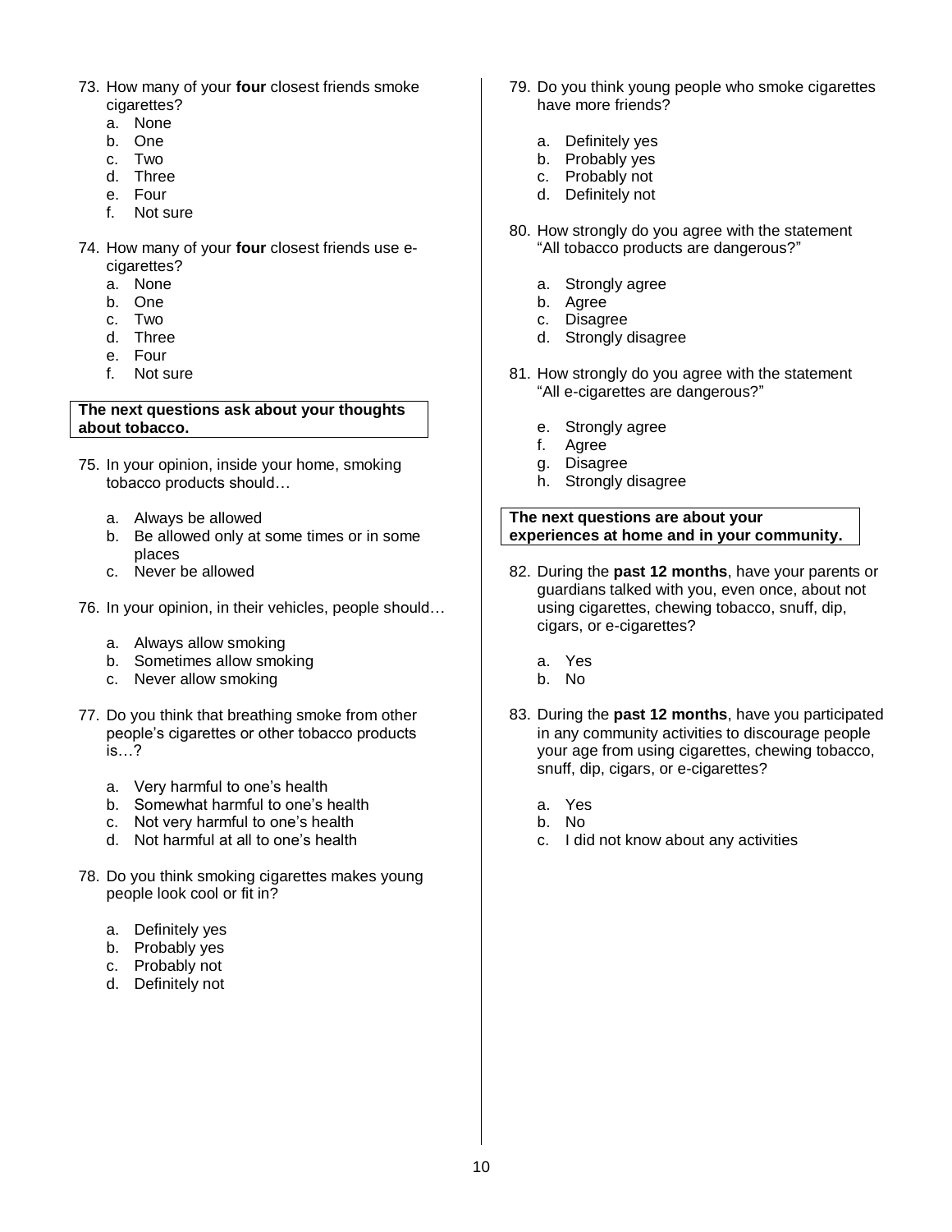73. How many of your **four** closest friends smoke cigarettes?
    a. None
    b. One
    c. Two
    d. Three
    e. Four
    f. Not sure

74. How many of your **four** closest friends use e-cigarettes?
    a. None
    b. One
    c. Two
    d. Three
    e. Four
    f. Not sure

**The next questions ask about your thoughts about tobacco.**

75. In your opinion, inside your home, smoking tobacco products should…

    a. Always be allowed
    b. Be allowed only at some times or in some places
    c. Never be allowed

76. In your opinion, in their vehicles, people should…

    a. Always allow smoking
    b. Sometimes allow smoking
    c. Never allow smoking

77. Do you think that breathing smoke from other people's cigarettes or other tobacco products is…?

    a. Very harmful to one's health
    b. Somewhat harmful to one's health
    c. Not very harmful to one's health
    d. Not harmful at all to one's health

78. Do you think smoking cigarettes makes young people look cool or fit in?

    a. Definitely yes
    b. Probably yes
    c. Probably not
    d. Definitely not

79. Do you think young people who smoke cigarettes have more friends?

    a. Definitely yes
    b. Probably yes
    c. Probably not
    d. Definitely not

80. How strongly do you agree with the statement "All tobacco products are dangerous?"

    a. Strongly agree
    b. Agree
    c. Disagree
    d. Strongly disagree

81. How strongly do you agree with the statement "All e-cigarettes are dangerous?"

    e. Strongly agree
    f. Agree
    g. Disagree
    h. Strongly disagree

**The next questions are about your experiences at home and in your community.**

82. During the **past 12 months**, have your parents or guardians talked with you, even once, about not using cigarettes, chewing tobacco, snuff, dip, cigars, or e-cigarettes?

    a. Yes
    b. No

83. During the **past 12 months**, have you participated in any community activities to discourage people your age from using cigarettes, chewing tobacco, snuff, dip, cigars, or e-cigarettes?

    a. Yes
    b. No
    c. I did not know about any activities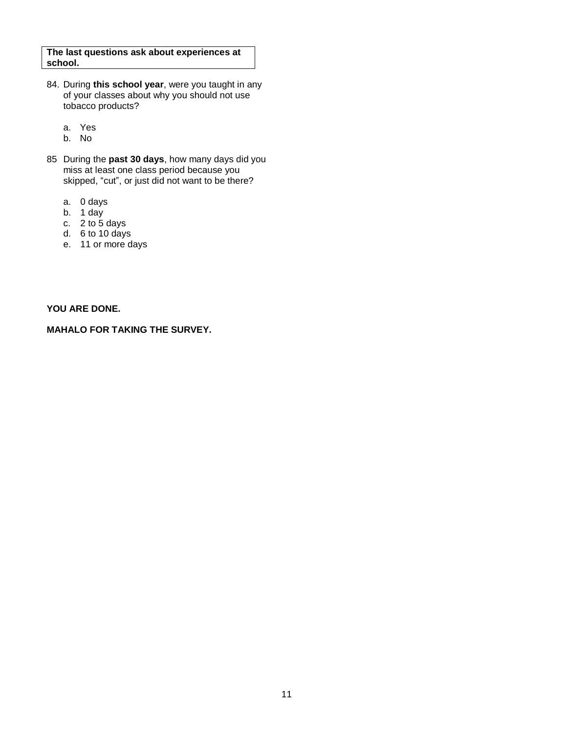**The last questions ask about experiences at school.**

84. During **this school year**, were you taught in any of your classes about why you should not use tobacco products?

    a. Yes
    b. No

85 During the **past 30 days**, how many days did you miss at least one class period because you skipped, “cut”, or just did not want to be there?

    a. 0 days
    b. 1 day
    c. 2 to 5 days
    d. 6 to 10 days
    e. 11 or more days

**YOU ARE DONE.**

**MAHALO FOR TAKING THE SURVEY.**